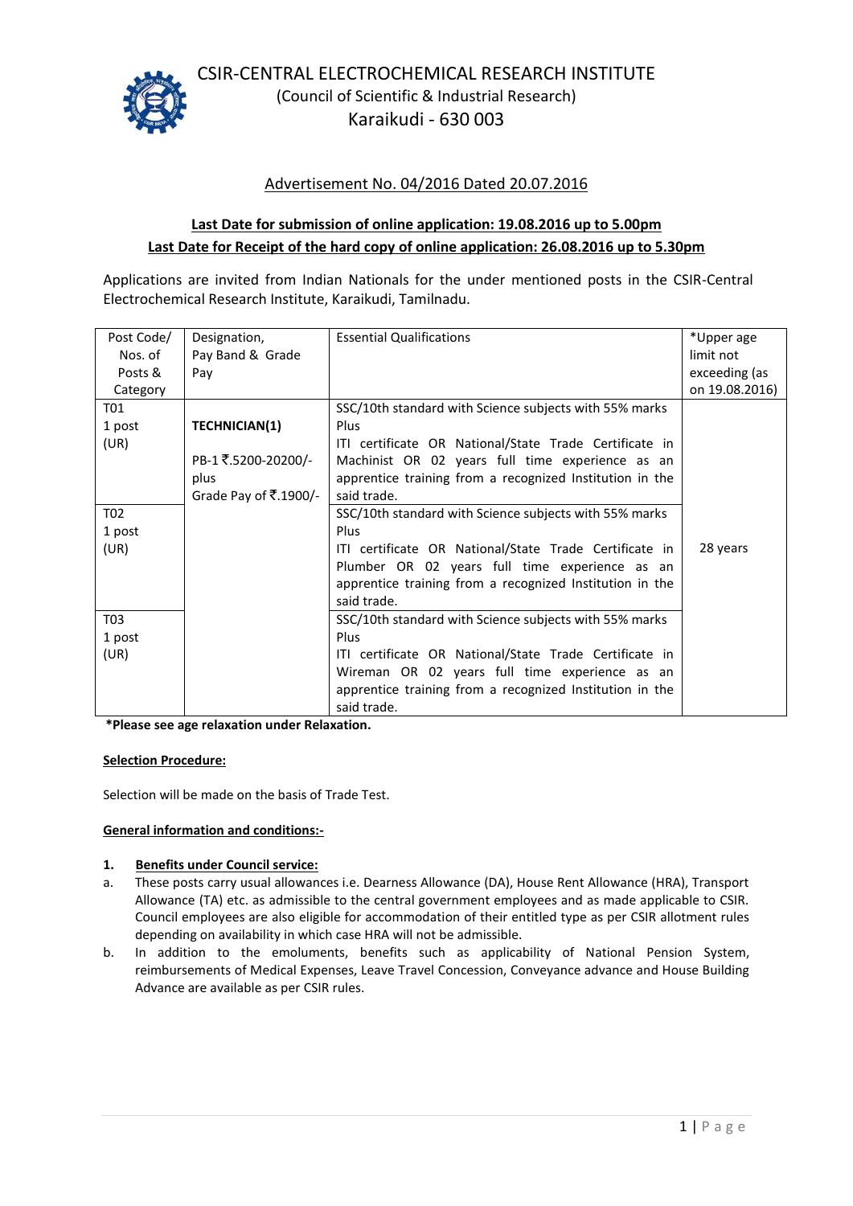# CSIR-CENTRAL ELECTROCHEMICAL RESEARCH INSTITUTE

(Council of Scientific & Industrial Research)

Karaikudi - 630 003

Advertisement No. 04/2016 Dated 20.07.2016

**Last Date for submission of online application: 19.08.2016 up to 5.00pm**

**Last Date for Receipt of the hard copy of online application: 26.08.2016 up to 5.30pm**

Applications are invited from Indian Nationals for the under mentioned posts in the CSIR-Central Electrochemical Research Institute, Karaikudi, Tamilnadu.

| Post Code/ Nos. of Posts & Category | Designation, Pay Band & Grade Pay | Essential Qualifications | *Upper age limit not exceeding (as on 19.08.2016) |
|---|---|---|---|
| T01<br>1 post<br>(UR) | **TECHNICIAN(1)**<br>PB-1 ₹.5200-20200/- plus Grade Pay of ₹.1900/- | SSC/10th standard with Science subjects with 55% marks Plus ITI certificate OR National/State Trade Certificate in Machinist OR 02 years full time experience as an apprentice training from a recognized Institution in the said trade. | 28 years |
| T02<br>1 post<br>(UR) | | SSC/10th standard with Science subjects with 55% marks Plus ITI certificate OR National/State Trade Certificate in Plumber OR 02 years full time experience as an apprentice training from a recognized Institution in the said trade. | |
| T03<br>1 post<br>(UR) | | SSC/10th standard with Science subjects with 55% marks Plus ITI certificate OR National/State Trade Certificate in Wireman OR 02 years full time experience as an apprentice training from a recognized Institution in the said trade. | |

**\*Please see age relaxation under Relaxation.**

**Selection Procedure:**

Selection will be made on the basis of Trade Test.

**General information and conditions:-**

1. **Benefits under Council service:**

a. These posts carry usual allowances i.e. Dearness Allowance (DA), House Rent Allowance (HRA), Transport Allowance (TA) etc. as admissible to the central government employees and as made applicable to CSIR. Council employees are also eligible for accommodation of their entitled type as per CSIR allotment rules depending on availability in which case HRA will not be admissible.

b. In addition to the emoluments, benefits such as applicability of National Pension System, reimbursements of Medical Expenses, Leave Travel Concession, Conveyance advance and House Building Advance are available as per CSIR rules.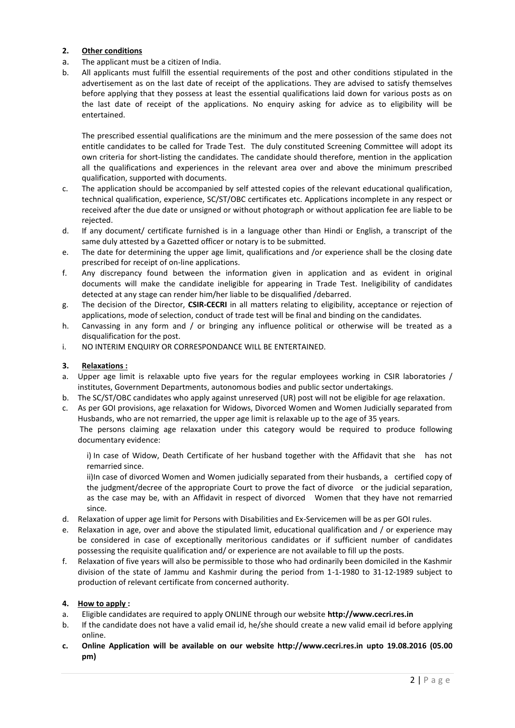## 2. Other conditions

a. The applicant must be a citizen of India.

b. All applicants must fulfill the essential requirements of the post and other conditions stipulated in the advertisement as on the last date of receipt of the applications. They are advised to satisfy themselves before applying that they possess at least the essential qualifications laid down for various posts as on the last date of receipt of the applications. No enquiry asking for advice as to eligibility will be entertained.

   The prescribed essential qualifications are the minimum and the mere possession of the same does not entitle candidates to be called for Trade Test. The duly constituted Screening Committee will adopt its own criteria for short-listing the candidates. The candidate should therefore, mention in the application all the qualifications and experiences in the relevant area over and above the minimum prescribed qualification, supported with documents.

c. The application should be accompanied by self attested copies of the relevant educational qualification, technical qualification, experience, SC/ST/OBC certificates etc. Applications incomplete in any respect or received after the due date or unsigned or without photograph or without application fee are liable to be rejected.

d. If any document/ certificate furnished is in a language other than Hindi or English, a transcript of the same duly attested by a Gazetted officer or notary is to be submitted.

e. The date for determining the upper age limit, qualifications and /or experience shall be the closing date prescribed for receipt of on-line applications.

f. Any discrepancy found between the information given in application and as evident in original documents will make the candidate ineligible for appearing in Trade Test. Ineligibility of candidates detected at any stage can render him/her liable to be disqualified /debarred.

g. The decision of the Director, **CSIR-CECRI** in all matters relating to eligibility, acceptance or rejection of applications, mode of selection, conduct of trade test will be final and binding on the candidates.

h. Canvassing in any form and / or bringing any influence political or otherwise will be treated as a disqualification for the post.

i. NO INTERIM ENQUIRY OR CORRESPONDANCE WILL BE ENTERTAINED.

## 3. Relaxations :

a. Upper age limit is relaxable upto five years for the regular employees working in CSIR laboratories / institutes, Government Departments, autonomous bodies and public sector undertakings.

b. The SC/ST/OBC candidates who apply against unreserved (UR) post will not be eligible for age relaxation.

c. As per GOI provisions, age relaxation for Widows, Divorced Women and Women Judicially separated from Husbands, who are not remarried, the upper age limit is relaxable up to the age of 35 years.

   The persons claiming age relaxation under this category would be required to produce following documentary evidence:

   i) In case of Widow, Death Certificate of her husband together with the Affidavit that she has not remarried since.

   ii)In case of divorced Women and Women judicially separated from their husbands, a certified copy of the judgment/decree of the appropriate Court to prove the fact of divorce or the judicial separation, as the case may be, with an Affidavit in respect of divorced Women that they have not remarried since.

d. Relaxation of upper age limit for Persons with Disabilities and Ex-Servicemen will be as per GOI rules.

e. Relaxation in age, over and above the stipulated limit, educational qualification and / or experience may be considered in case of exceptionally meritorious candidates or if sufficient number of candidates possessing the requisite qualification and/ or experience are not available to fill up the posts.

f. Relaxation of five years will also be permissible to those who had ordinarily been domiciled in the Kashmir division of the state of Jammu and Kashmir during the period from 1-1-1980 to 31-12-1989 subject to production of relevant certificate from concerned authority.

## 4. How to apply :

a. Eligible candidates are required to apply ONLINE through our website **http://www.cecri.res.in**

b. If the candidate does not have a valid email id, he/she should create a new valid email id before applying online.

c. **Online Application will be available on our website http://www.cecri.res.in upto 19.08.2016 (05.00 pm)**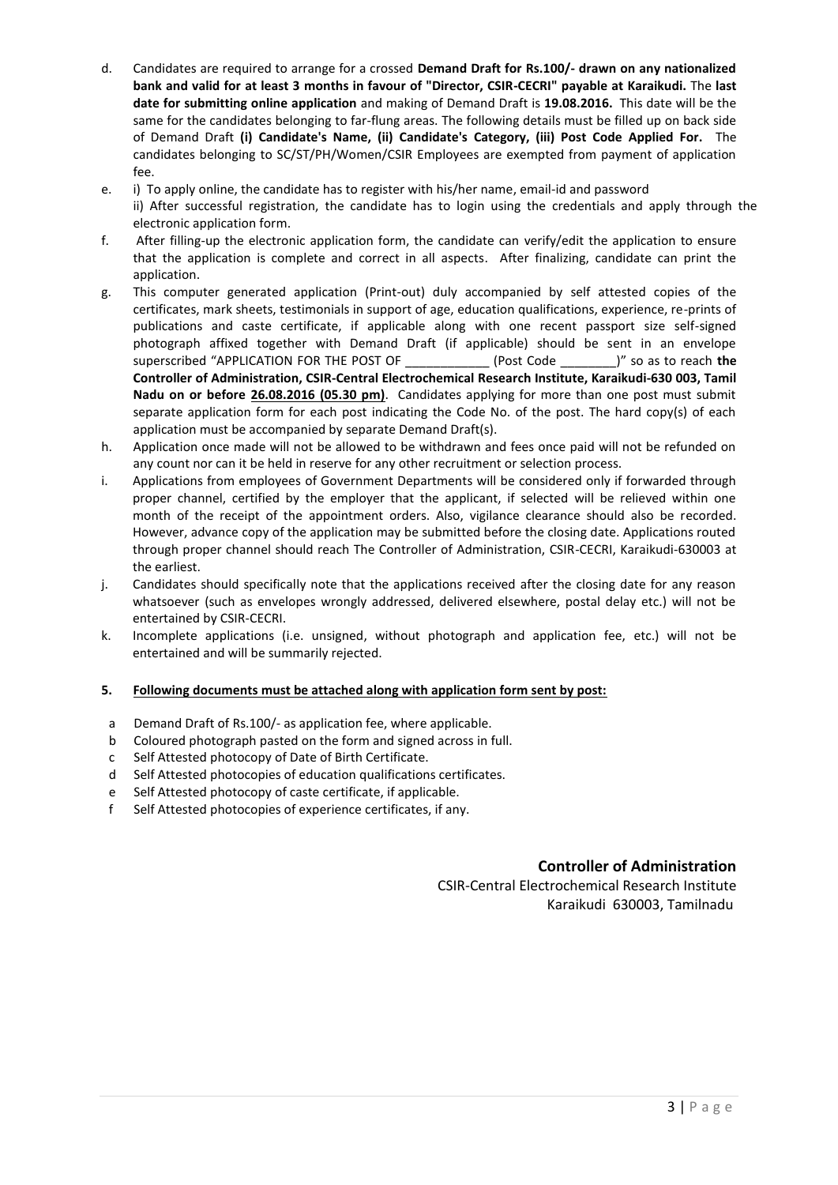d. Candidates are required to arrange for a crossed **Demand Draft for Rs.100/- drawn on any nationalized bank and valid for at least 3 months in favour of "Director, CSIR-CECRI" payable at Karaikudi.** The **last date for submitting online application** and making of Demand Draft is **19.08.2016.** This date will be the same for the candidates belonging to far-flung areas. The following details must be filled up on back side of Demand Draft **(i) Candidate's Name, (ii) Candidate's Category, (iii) Post Code Applied For.** The candidates belonging to SC/ST/PH/Women/CSIR Employees are exempted from payment of application fee.

e. i) To apply online, the candidate has to register with his/her name, email-id and password
ii) After successful registration, the candidate has to login using the credentials and apply through the electronic application form.

f. After filling-up the electronic application form, the candidate can verify/edit the application to ensure that the application is complete and correct in all aspects. After finalizing, candidate can print the application.

g. This computer generated application (Print-out) duly accompanied by self attested copies of the certificates, mark sheets, testimonials in support of age, education qualifications, experience, re-prints of publications and caste certificate, if applicable along with one recent passport size self-signed photograph affixed together with Demand Draft (if applicable) should be sent in an envelope superscribed "APPLICATION FOR THE POST OF ____________ (Post Code ________)" so as to reach **the Controller of Administration, CSIR-Central Electrochemical Research Institute, Karaikudi-630 003, Tamil Nadu on or before 26.08.2016 (05.30 pm)**. Candidates applying for more than one post must submit separate application form for each post indicating the Code No. of the post. The hard copy(s) of each application must be accompanied by separate Demand Draft(s).

h. Application once made will not be allowed to be withdrawn and fees once paid will not be refunded on any count nor can it be held in reserve for any other recruitment or selection process.

i. Applications from employees of Government Departments will be considered only if forwarded through proper channel, certified by the employer that the applicant, if selected will be relieved within one month of the receipt of the appointment orders. Also, vigilance clearance should also be recorded. However, advance copy of the application may be submitted before the closing date. Applications routed through proper channel should reach The Controller of Administration, CSIR-CECRI, Karaikudi-630003 at the earliest.

j. Candidates should specifically note that the applications received after the closing date for any reason whatsoever (such as envelopes wrongly addressed, delivered elsewhere, postal delay etc.) will not be entertained by CSIR-CECRI.

k. Incomplete applications (i.e. unsigned, without photograph and application fee, etc.) will not be entertained and will be summarily rejected.

**5. Following documents must be attached along with application form sent by post:**

a Demand Draft of Rs.100/- as application fee, where applicable.
b Coloured photograph pasted on the form and signed across in full.
c Self Attested photocopy of Date of Birth Certificate.
d Self Attested photocopies of education qualifications certificates.
e Self Attested photocopy of caste certificate, if applicable.
f Self Attested photocopies of experience certificates, if any.

**Controller of Administration**
CSIR-Central Electrochemical Research Institute
Karaikudi 630003, Tamilnadu